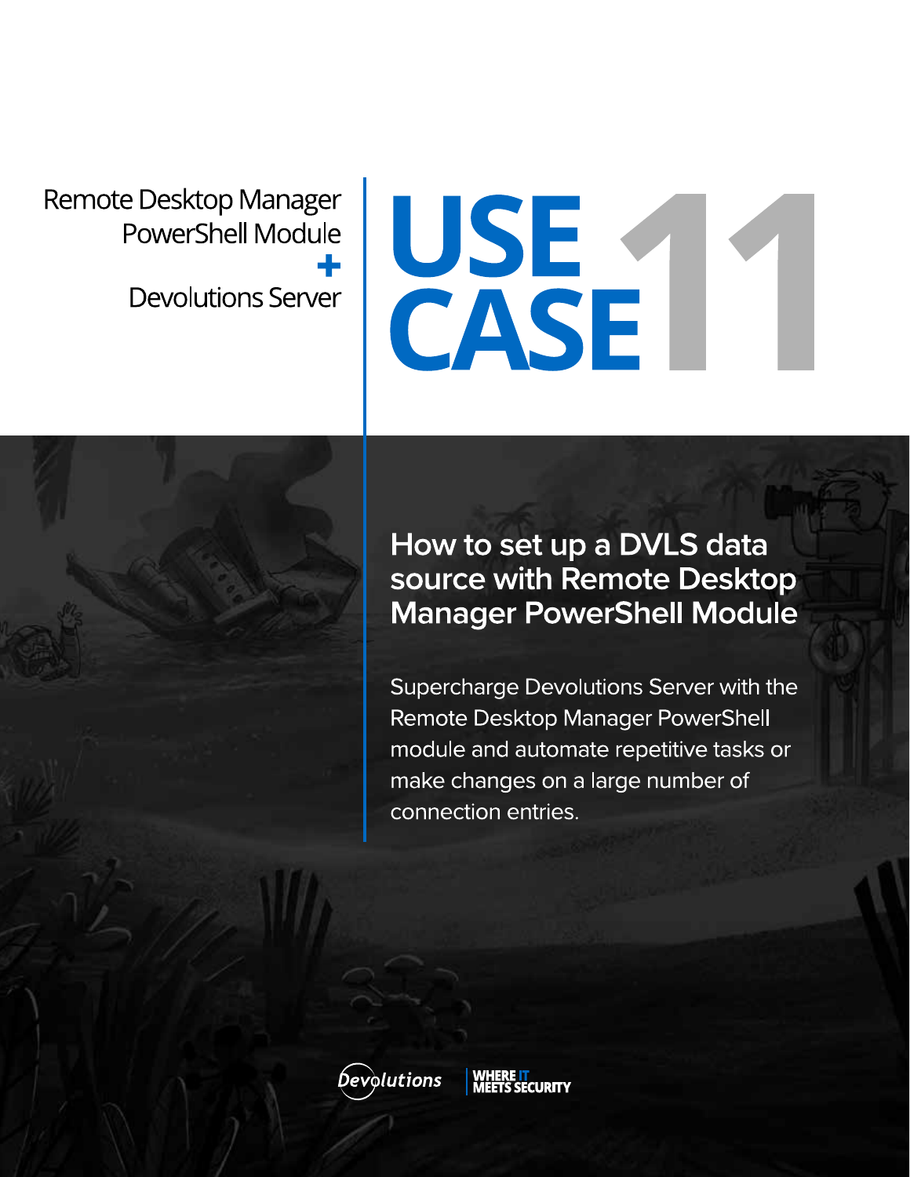Remote Desktop Manager
PowerShell Module
+
Devolutions Server

# USE CASE 11

## How to set up a DVLS data source with Remote Desktop Manager PowerShell Module

Supercharge Devolutions Server with the Remote Desktop Manager PowerShell module and automate repetitive tasks or make changes on a large number of connection entries.

Devolutions | WHERE IT MEETS SECURITY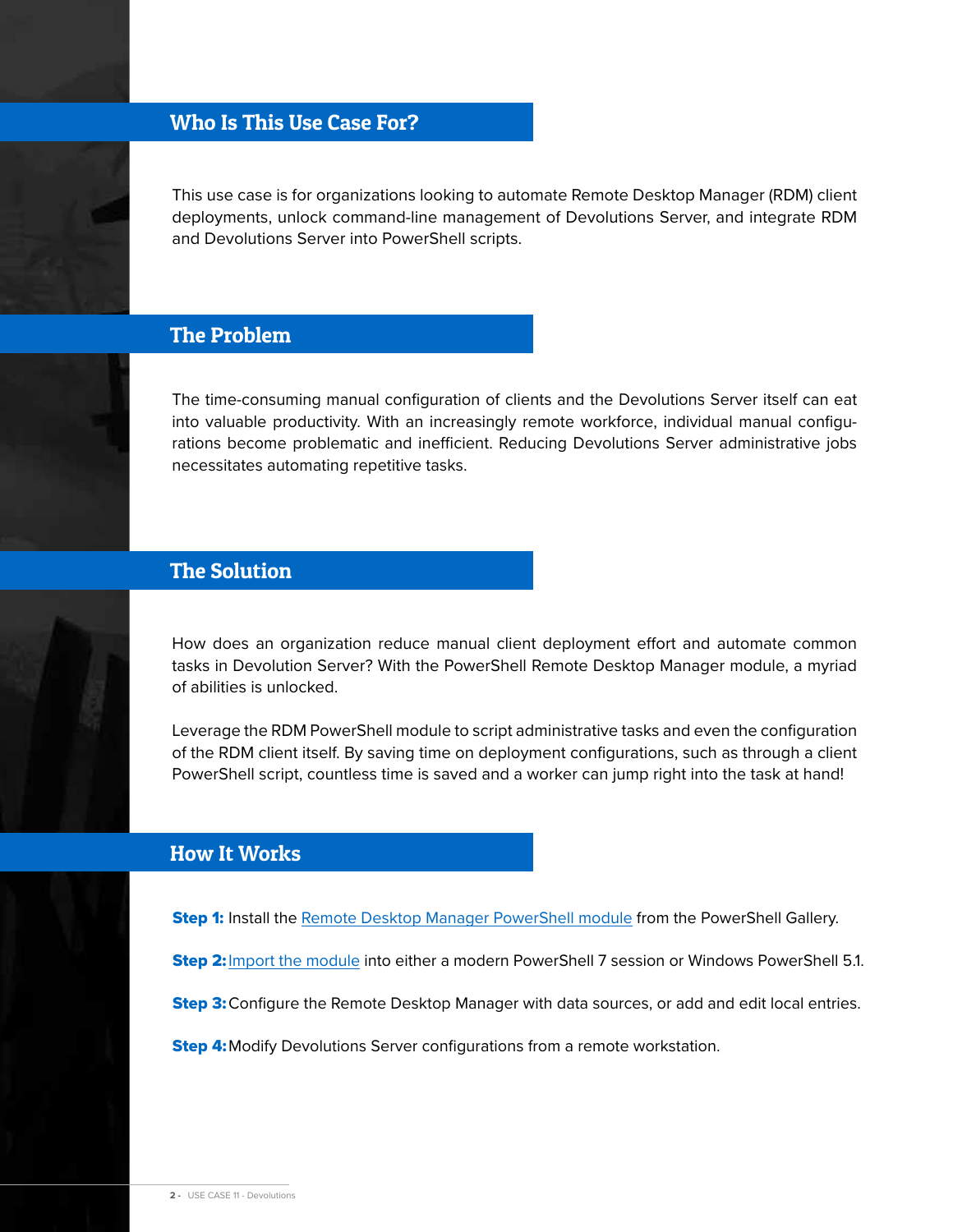## Who Is This Use Case For?

This use case is for organizations looking to automate Remote Desktop Manager (RDM) client deployments, unlock command-line management of Devolutions Server, and integrate RDM and Devolutions Server into PowerShell scripts.

## The Problem

The time-consuming manual configuration of clients and the Devolutions Server itself can eat into valuable productivity. With an increasingly remote workforce, individual manual configurations become problematic and inefficient. Reducing Devolutions Server administrative jobs necessitates automating repetitive tasks.

## The Solution

How does an organization reduce manual client deployment effort and automate common tasks in Devolution Server? With the PowerShell Remote Desktop Manager module, a myriad of abilities is unlocked.

Leverage the RDM PowerShell module to script administrative tasks and even the configuration of the RDM client itself. By saving time on deployment configurations, such as through a client PowerShell script, countless time is saved and a worker can jump right into the task at hand!

## How It Works

**Step 1:** Install the Remote Desktop Manager PowerShell module from the PowerShell Gallery.

**Step 2:** Import the module into either a modern PowerShell 7 session or Windows PowerShell 5.1.

**Step 3:** Configure the Remote Desktop Manager with data sources, or add and edit local entries.

**Step 4:** Modify Devolutions Server configurations from a remote workstation.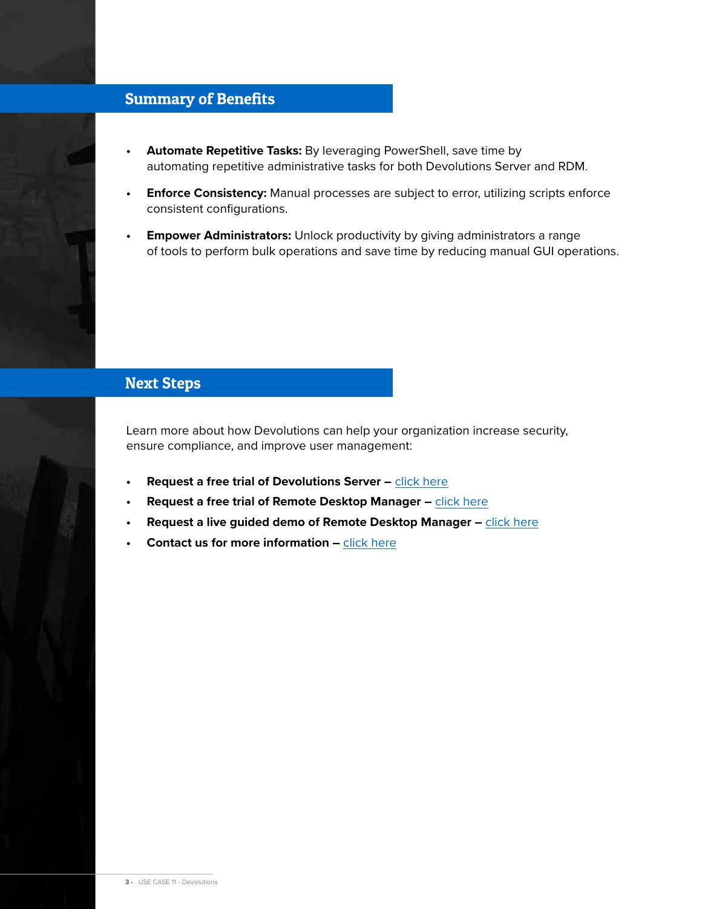## Summary of Benefits

- **Automate Repetitive Tasks:** By leveraging PowerShell, save time by automating repetitive administrative tasks for both Devolutions Server and RDM.
- **Enforce Consistency:** Manual processes are subject to error, utilizing scripts enforce consistent configurations.
- **Empower Administrators:** Unlock productivity by giving administrators a range of tools to perform bulk operations and save time by reducing manual GUI operations.

## Next Steps

Learn more about how Devolutions can help your organization increase security, ensure compliance, and improve user management:

- **Request a free trial of Devolutions Server –** click here
- **Request a free trial of Remote Desktop Manager –** click here
- **Request a live guided demo of Remote Desktop Manager –** click here
- **Contact us for more information –** click here